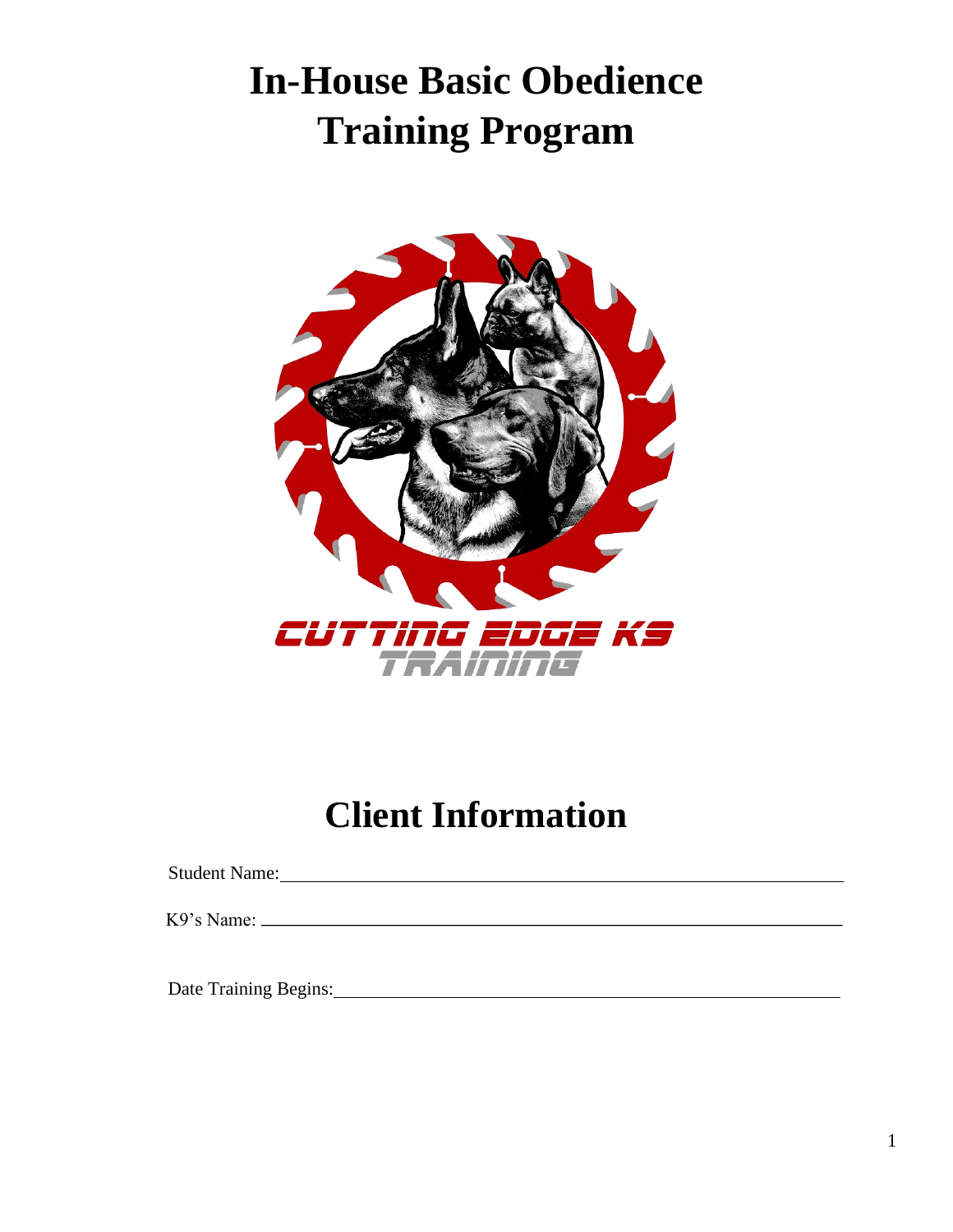# In-House Basic Obedience Training Program

CUTTING EDGE K9 TRAINING

## Client Information

Student Name: ______________________________

K9's Name: ______________________________

Date Training Begins: ______________________________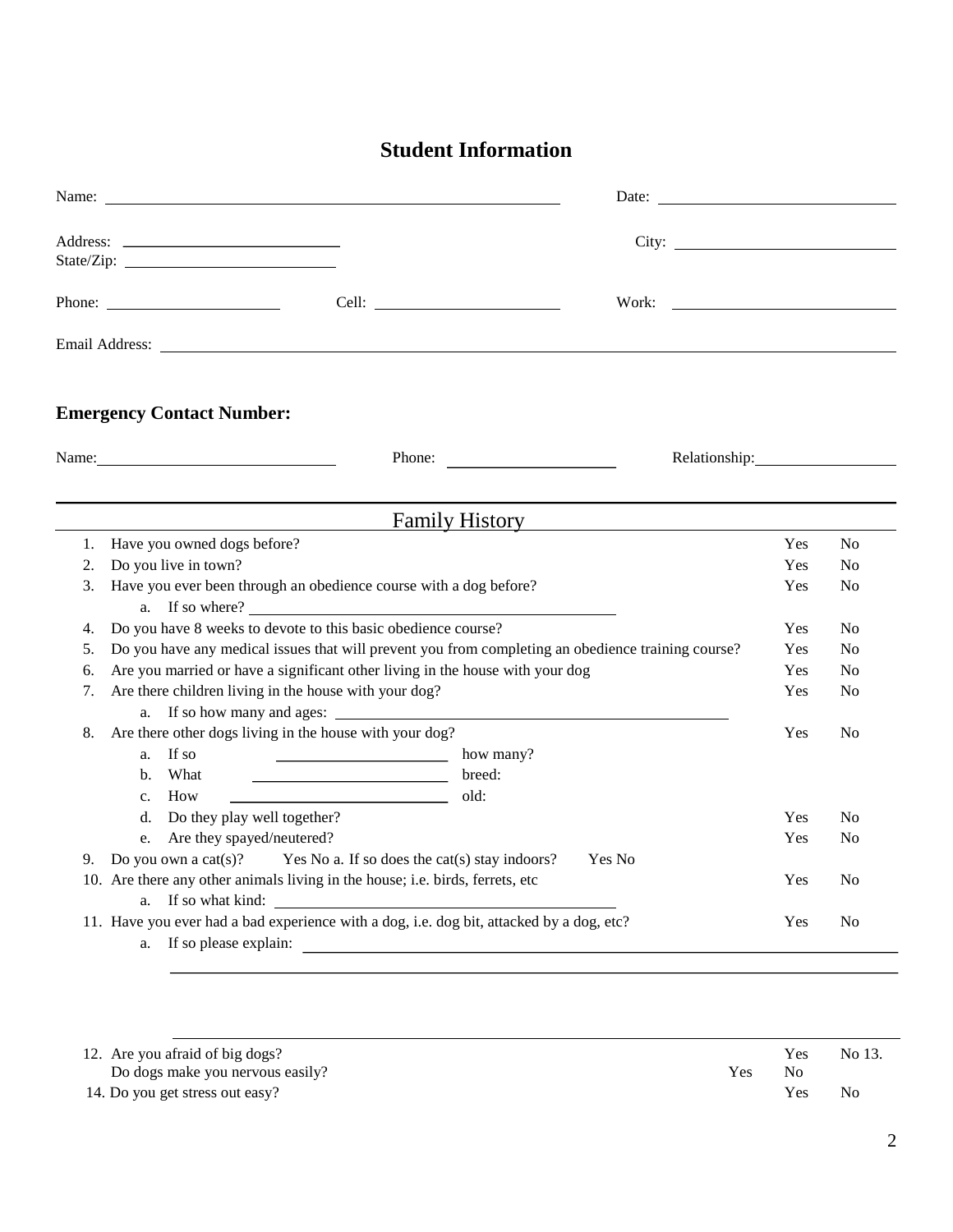# Student Information

Name: ____________________ Date: ____________________

Address: ____________________ City: ____________________

State/Zip: ____________________

Phone: ____________________ Cell: ____________________ Work: ____________________

Email Address: ____________________

## Emergency Contact Number:

Name: ____________________ Phone: ____________________ Relationship: ____________________

## Family History

1. Have you owned dogs before? Yes No
2. Do you live in town? Yes No
3. Have you ever been through an obedience course with a dog before? Yes No
   a. If so where? ____________________
4. Do you have 8 weeks to devote to this basic obedience course? Yes No
5. Do you have any medical issues that will prevent you from completing an obedience training course? Yes No
6. Are you married or have a significant other living in the house with your dog Yes No
7. Are there children living in the house with your dog? Yes No
   a. If so how many and ages: ____________________
8. Are there other dogs living in the house with your dog? Yes No
   a. If so ____________________ how many?
   b. What ____________________ breed:
   c. How ____________________ old:
   d. Do they play well together? Yes No
   e. Are they spayed/neutered? Yes No
9. Do you own a cat(s)? Yes No a. If so does the cat(s) stay indoors? Yes No
10. Are there any other animals living in the house; i.e. birds, ferrets, etc Yes No
    a. If so what kind: ____________________
11. Have you ever had a bad experience with a dog, i.e. dog bit, attacked by a dog, etc? Yes No
    a. If so please explain: ____________________

____________________

____________________

12. Are you afraid of big dogs? Yes No 13. Do dogs make you nervous easily? Yes No
14. Do you get stress out easy? Yes No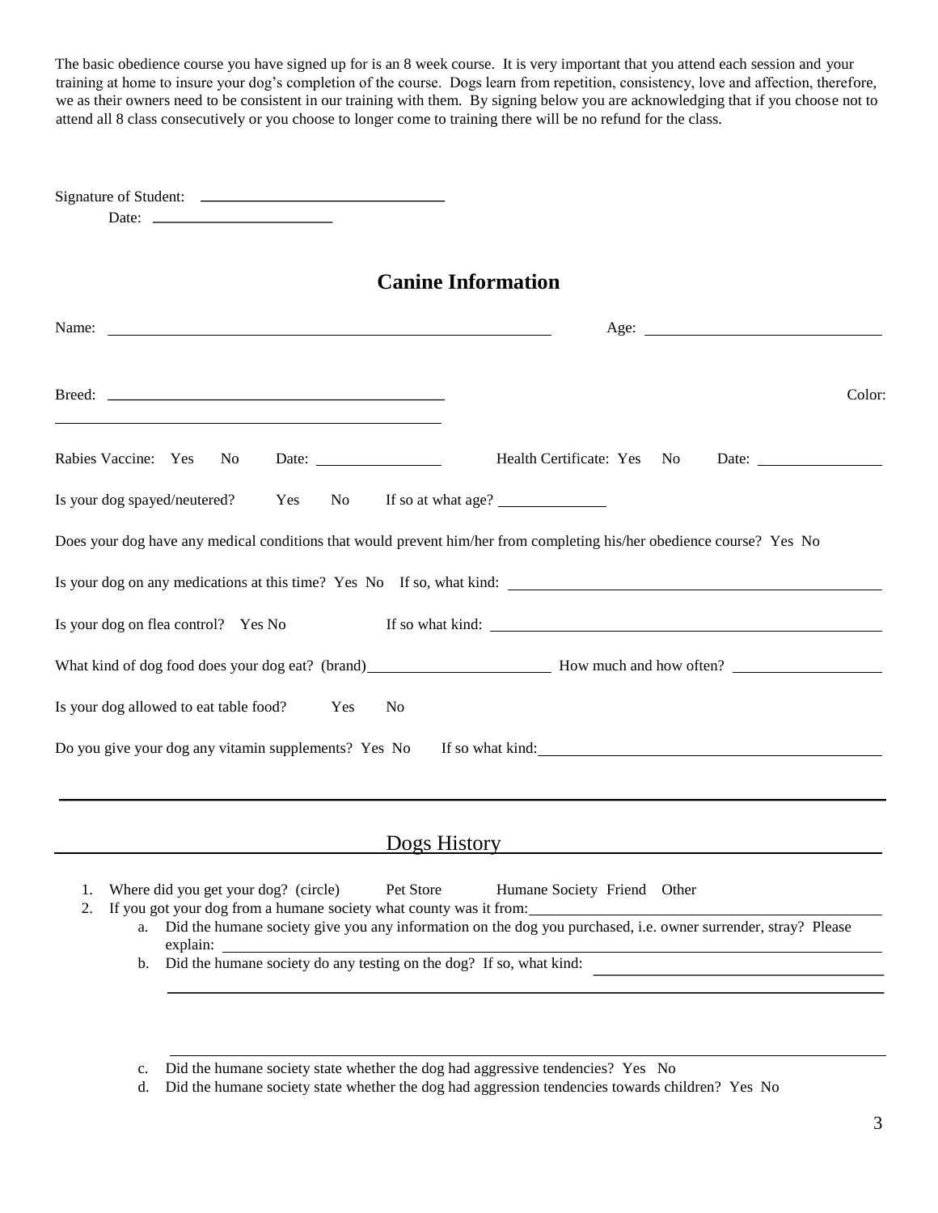The basic obedience course you have signed up for is an 8 week course. It is very important that you attend each session and your training at home to insure your dog's completion of the course. Dogs learn from repetition, consistency, love and affection, therefore, we as their owners need to be consistent in our training with them. By signing below you are acknowledging that if you choose not to attend all 8 class consecutively or you choose to longer come to training there will be no refund for the class.

Signature of Student: ______________________________

Date: ______________________

## Canine Information

Name: ____________________________________________ Age: ____________________

Breed: ____________________________________________ Color:

Rabies Vaccine: Yes No Date: ______________ Health Certificate: Yes No Date: ______________

Is your dog spayed/neutered? Yes No If so at what age? ____________

Does your dog have any medical conditions that would prevent him/her from completing his/her obedience course? Yes No

Is your dog on any medications at this time? Yes No If so, what kind: ______________________________

Is your dog on flea control? Yes No If so what kind: ______________________________

What kind of dog food does your dog eat? (brand)____________________ How much and how often? ________________

Is your dog allowed to eat table food? Yes No

Do you give your dog any vitamin supplements? Yes No If so what kind:______________________________

## Dogs History

1. Where did you get your dog? (circle) Pet Store Humane Society Friend Other
2. If you got your dog from a humane society what county was it from:______________________________
   a. Did the humane society give you any information on the dog you purchased, i.e. owner surrender, stray? Please explain: ______________________________
   b. Did the humane society do any testing on the dog? If so, what kind: ______________________________
   c. Did the humane society state whether the dog had aggressive tendencies? Yes No
   d. Did the humane society state whether the dog had aggression tendencies towards children? Yes No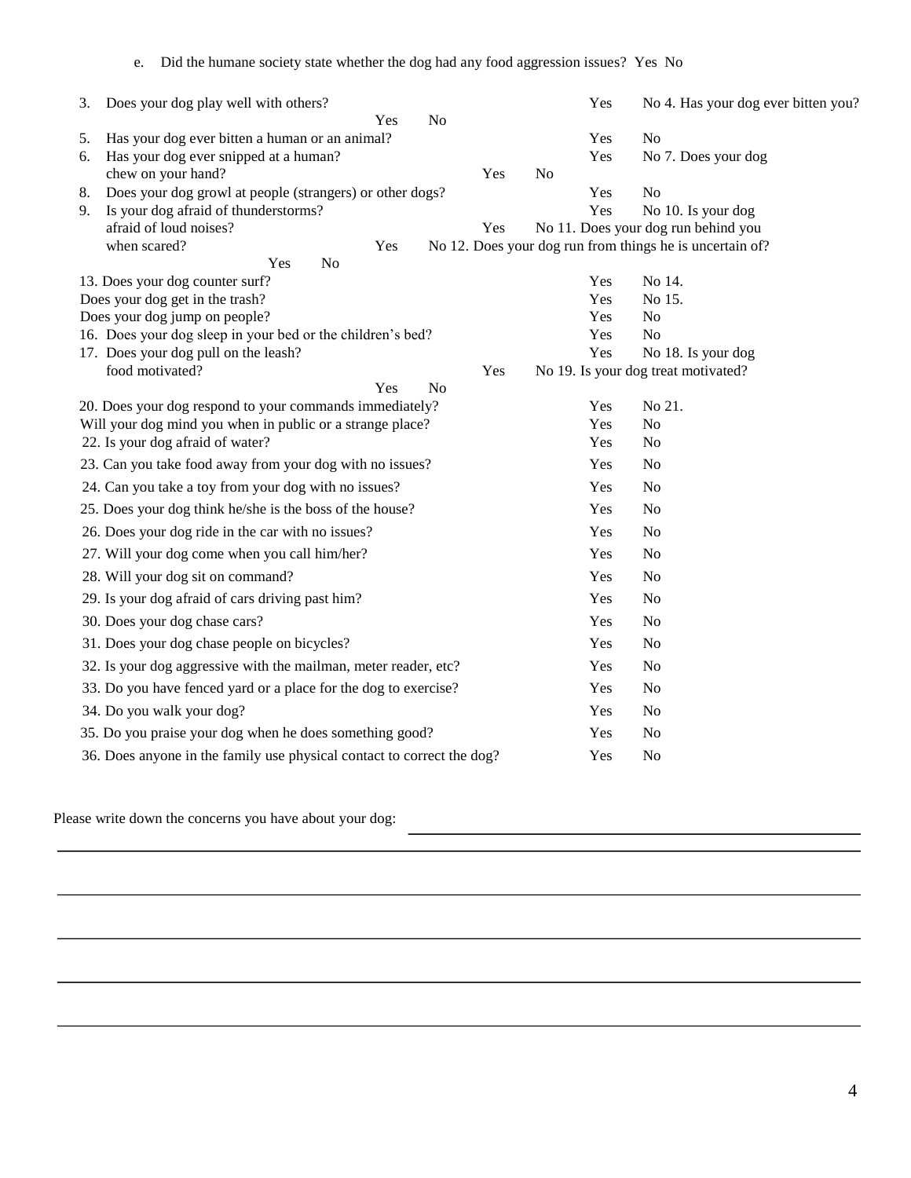e. Did the humane society state whether the dog had any food aggression issues? Yes No

3. Does your dog play well with others? Yes No
4. Has your dog ever bitten you? Yes No
5. Has your dog ever bitten a human or an animal? Yes No
6. Has your dog ever snipped at a human? Yes No
7. Does your dog chew on your hand? Yes No
8. Does your dog growl at people (strangers) or other dogs? Yes No
9. Is your dog afraid of thunderstorms? Yes No
10. Is your dog afraid of loud noises? Yes No
11. Does your dog run behind you when scared? Yes No
12. Does your dog run from things he is uncertain of? Yes No
13. Does your dog counter surf? Yes No
14. Does your dog get in the trash? Yes No
15. Does your dog jump on people? Yes No
16. Does your dog sleep in your bed or the children's bed? Yes No
17. Does your dog pull on the leash? Yes No
18. Is your dog food motivated? Yes No
19. Is your dog treat motivated? Yes No
20. Does your dog respond to your commands immediately? Yes No
21. Will your dog mind you when in public or a strange place? Yes No
22. Is your dog afraid of water? Yes No
23. Can you take food away from your dog with no issues? Yes No
24. Can you take a toy from your dog with no issues? Yes No
25. Does your dog think he/she is the boss of the house? Yes No
26. Does your dog ride in the car with no issues? Yes No
27. Will your dog come when you call him/her? Yes No
28. Will your dog sit on command? Yes No
29. Is your dog afraid of cars driving past him? Yes No
30. Does your dog chase cars? Yes No
31. Does your dog chase people on bicycles? Yes No
32. Is your dog aggressive with the mailman, meter reader, etc? Yes No
33. Do you have fenced yard or a place for the dog to exercise? Yes No
34. Do you walk your dog? Yes No
35. Do you praise your dog when he does something good? Yes No
36. Does anyone in the family use physical contact to correct the dog? Yes No

Please write down the concerns you have about your dog: ______________________________

______________________________________________________________________

______________________________________________________________________

______________________________________________________________________

______________________________________________________________________

______________________________________________________________________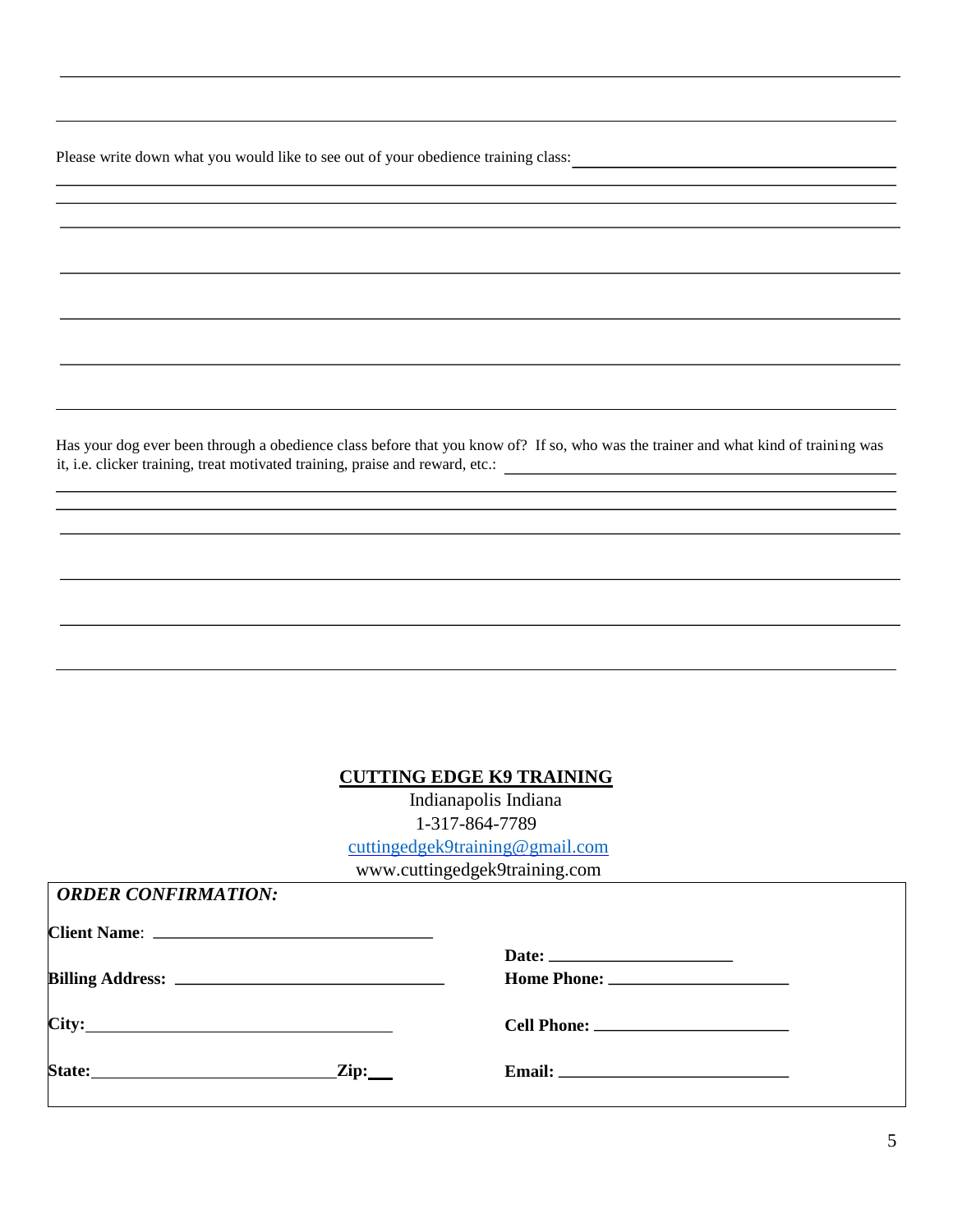Please write down what you would like to see out of your obedience training class: \_\_\_\_\_\_\_\_\_\_\_\_\_\_\_\_\_\_\_\_\_\_\_\_\_\_\_\_\_\_

Has your dog ever been through a obedience class before that you know of? If so, who was the trainer and what kind of training was it, i.e. clicker training, treat motivated training, praise and reward, etc.: \_\_\_\_\_\_\_\_\_\_\_\_\_\_\_\_\_\_\_\_\_\_\_\_\_\_\_\_\_\_

**CUTTING EDGE K9 TRAINING**

Indianapolis Indiana

1-317-864-7789

cuttingedgek9training@gmail.com

www.cuttingedgek9training.com

***ORDER CONFIRMATION:***

**Client Name**: \_\_\_\_\_\_\_\_\_\_\_\_\_\_\_\_\_\_\_\_\_\_\_\_\_\_\_\_\_\_

**Date:** \_\_\_\_\_\_\_\_\_\_\_\_\_\_\_\_\_\_\_\_

**Billing Address:** \_\_\_\_\_\_\_\_\_\_\_\_\_\_\_\_\_\_\_\_\_\_\_\_\_\_\_\_\_\_

**Home Phone:** \_\_\_\_\_\_\_\_\_\_\_\_\_\_\_\_\_\_\_\_

**City:** \_\_\_\_\_\_\_\_\_\_\_\_\_\_\_\_\_\_\_\_\_\_\_\_\_\_\_\_\_\_

**Cell Phone:** \_\_\_\_\_\_\_\_\_\_\_\_\_\_\_\_\_\_\_\_

**State:** \_\_\_\_\_\_\_\_\_\_\_\_\_\_\_\_\_\_\_\_ **Zip:** \_\_\_

**Email:** \_\_\_\_\_\_\_\_\_\_\_\_\_\_\_\_\_\_\_\_\_\_\_\_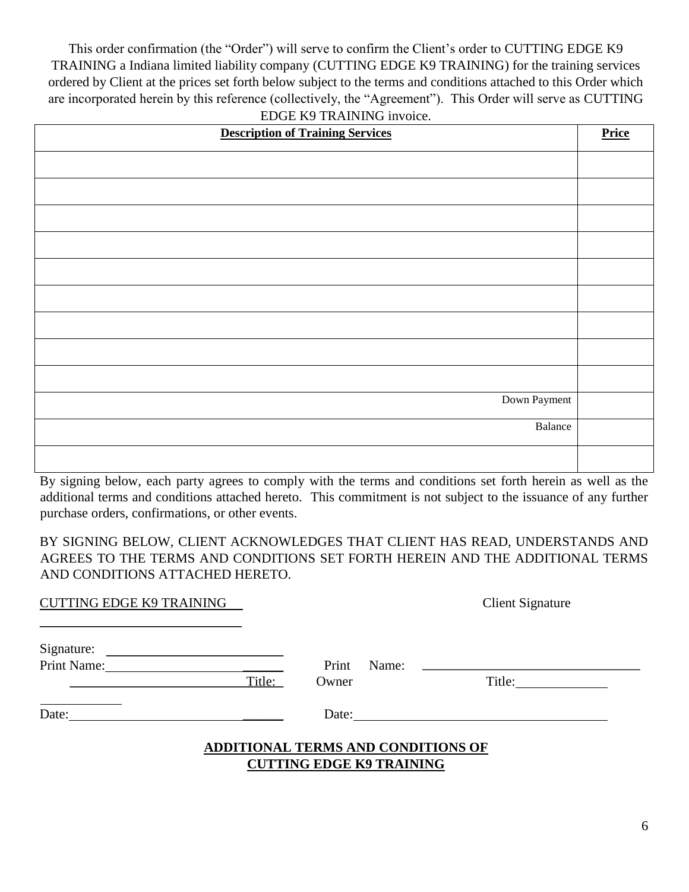This order confirmation (the "Order") will serve to confirm the Client's order to CUTTING EDGE K9 TRAINING a Indiana limited liability company (CUTTING EDGE K9 TRAINING) for the training services ordered by Client at the prices set forth below subject to the terms and conditions attached to this Order which are incorporated herein by this reference (collectively, the "Agreement"). This Order will serve as CUTTING EDGE K9 TRAINING invoice.

| **Description of Training Services** | **Price** |
|---|---|
| | |
| | |
| | |
| | |
| | |
| | |
| | |
| | |
| | |
| Down Payment | |
| Balance | |
| | |

By signing below, each party agrees to comply with the terms and conditions set forth herein as well as the additional terms and conditions attached hereto. This commitment is not subject to the issuance of any further purchase orders, confirmations, or other events.

BY SIGNING BELOW, CLIENT ACKNOWLEDGES THAT CLIENT HAS READ, UNDERSTANDS AND AGREES TO THE TERMS AND CONDITIONS SET FORTH HEREIN AND THE ADDITIONAL TERMS AND CONDITIONS ATTACHED HERETO.

CUTTING EDGE K9 TRAINING ______________________________

Signature: ____________________________

Print Name: ____________________________

____________________________ Title: ____________

Date: ____________________________

Client Signature

Print Name: ____________________________

Owner Title: ____________

Date: ____________________________

**ADDITIONAL TERMS AND CONDITIONS OF CUTTING EDGE K9 TRAINING**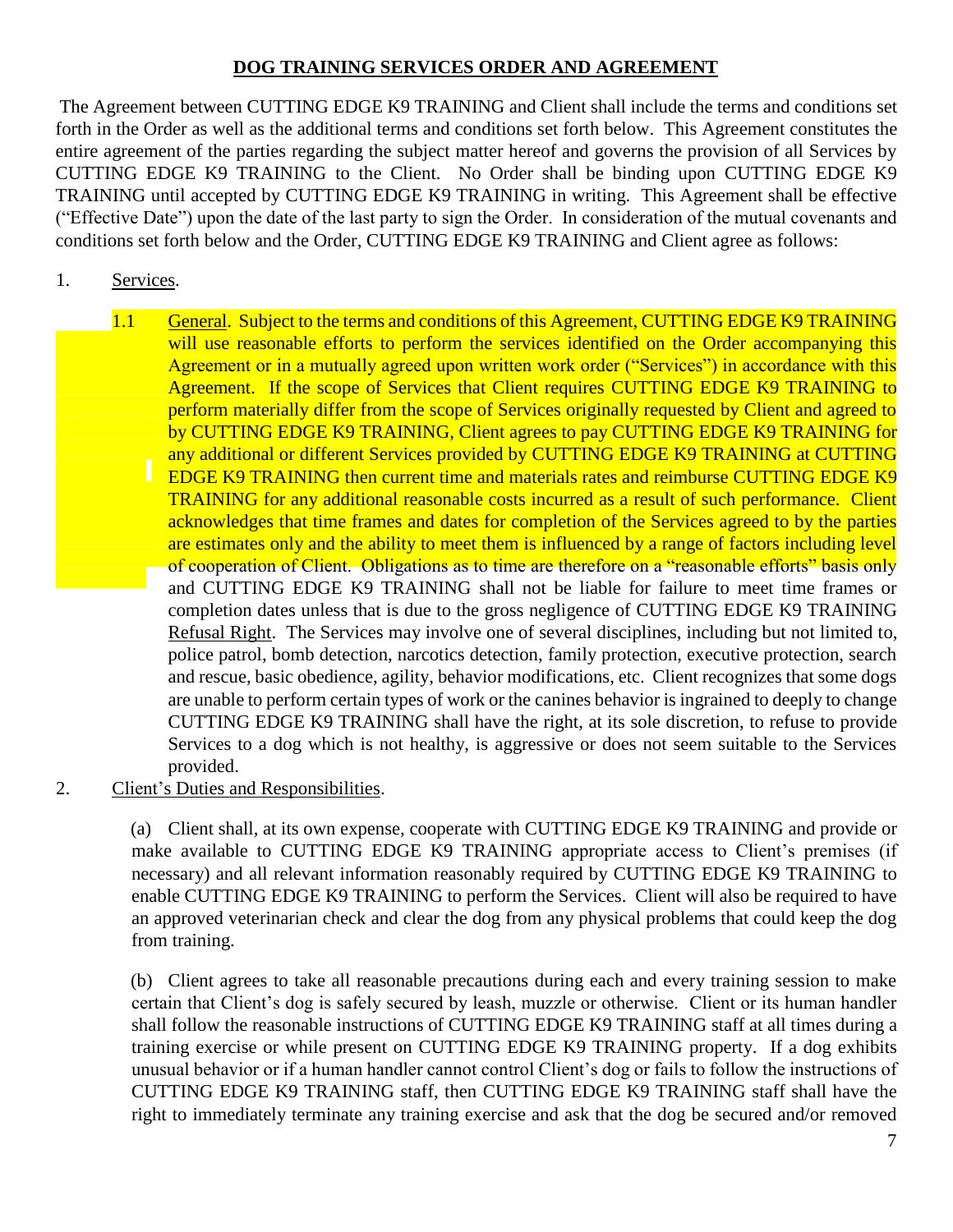## DOG TRAINING SERVICES ORDER AND AGREEMENT

The Agreement between CUTTING EDGE K9 TRAINING and Client shall include the terms and conditions set forth in the Order as well as the additional terms and conditions set forth below. This Agreement constitutes the entire agreement of the parties regarding the subject matter hereof and governs the provision of all Services by CUTTING EDGE K9 TRAINING to the Client. No Order shall be binding upon CUTTING EDGE K9 TRAINING until accepted by CUTTING EDGE K9 TRAINING in writing. This Agreement shall be effective ("Effective Date") upon the date of the last party to sign the Order. In consideration of the mutual covenants and conditions set forth below and the Order, CUTTING EDGE K9 TRAINING and Client agree as follows:

1. Services.

1.1 General. Subject to the terms and conditions of this Agreement, CUTTING EDGE K9 TRAINING will use reasonable efforts to perform the services identified on the Order accompanying this Agreement or in a mutually agreed upon written work order ("Services") in accordance with this Agreement. If the scope of Services that Client requires CUTTING EDGE K9 TRAINING to perform materially differ from the scope of Services originally requested by Client and agreed to by CUTTING EDGE K9 TRAINING, Client agrees to pay CUTTING EDGE K9 TRAINING for any additional or different Services provided by CUTTING EDGE K9 TRAINING at CUTTING EDGE K9 TRAINING then current time and materials rates and reimburse CUTTING EDGE K9 TRAINING for any additional reasonable costs incurred as a result of such performance. Client acknowledges that time frames and dates for completion of the Services agreed to by the parties are estimates only and the ability to meet them is influenced by a range of factors including level of cooperation of Client. Obligations as to time are therefore on a "reasonable efforts" basis only and CUTTING EDGE K9 TRAINING shall not be liable for failure to meet time frames or completion dates unless that is due to the gross negligence of CUTTING EDGE K9 TRAINING Refusal Right. The Services may involve one of several disciplines, including but not limited to, police patrol, bomb detection, narcotics detection, family protection, executive protection, search and rescue, basic obedience, agility, behavior modifications, etc. Client recognizes that some dogs are unable to perform certain types of work or the canines behavior is ingrained to deeply to change CUTTING EDGE K9 TRAINING shall have the right, at its sole discretion, to refuse to provide Services to a dog which is not healthy, is aggressive or does not seem suitable to the Services provided.

2. Client's Duties and Responsibilities.

(a) Client shall, at its own expense, cooperate with CUTTING EDGE K9 TRAINING and provide or make available to CUTTING EDGE K9 TRAINING appropriate access to Client's premises (if necessary) and all relevant information reasonably required by CUTTING EDGE K9 TRAINING to enable CUTTING EDGE K9 TRAINING to perform the Services. Client will also be required to have an approved veterinarian check and clear the dog from any physical problems that could keep the dog from training.

(b) Client agrees to take all reasonable precautions during each and every training session to make certain that Client's dog is safely secured by leash, muzzle or otherwise. Client or its human handler shall follow the reasonable instructions of CUTTING EDGE K9 TRAINING staff at all times during a training exercise or while present on CUTTING EDGE K9 TRAINING property. If a dog exhibits unusual behavior or if a human handler cannot control Client's dog or fails to follow the instructions of CUTTING EDGE K9 TRAINING staff, then CUTTING EDGE K9 TRAINING staff shall have the right to immediately terminate any training exercise and ask that the dog be secured and/or removed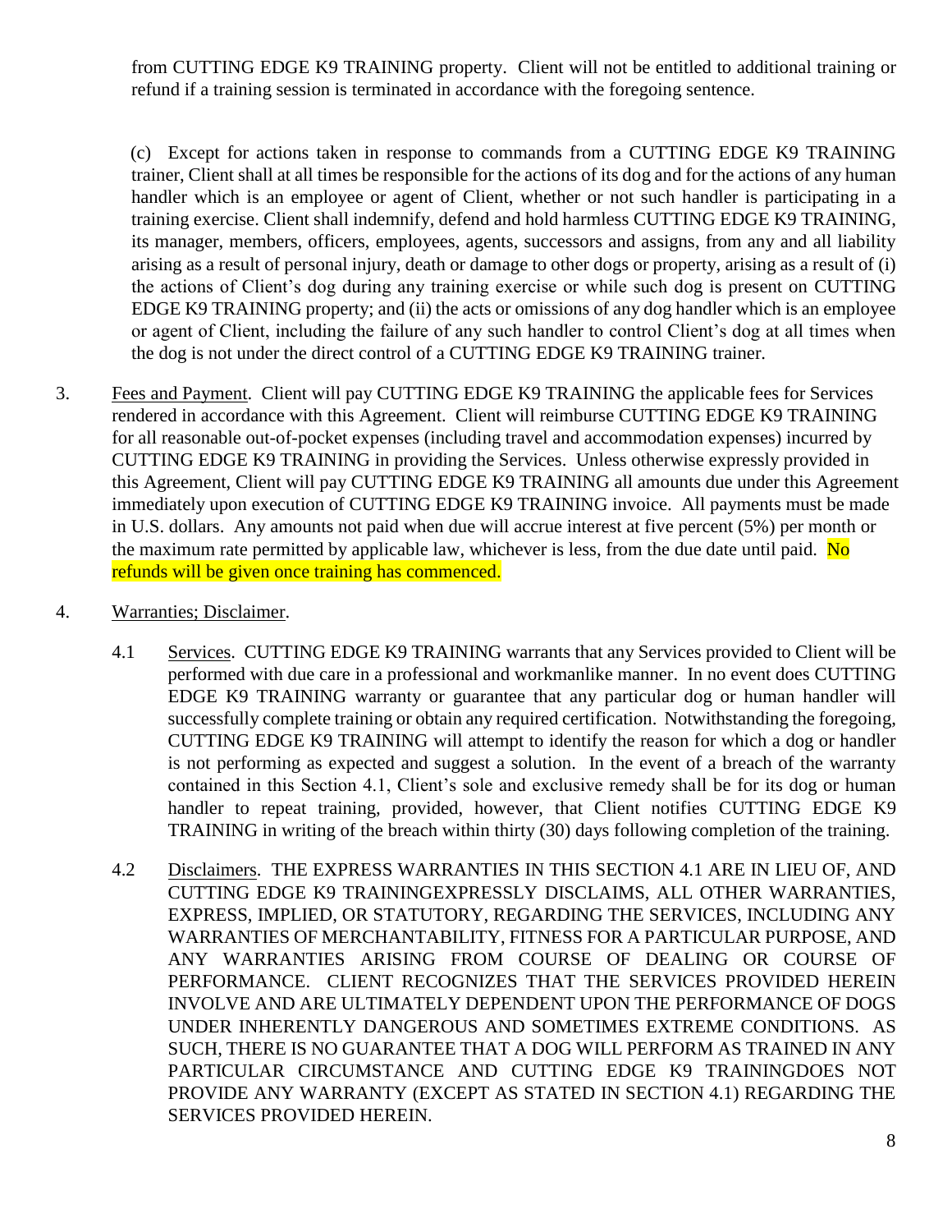from CUTTING EDGE K9 TRAINING property. Client will not be entitled to additional training or refund if a training session is terminated in accordance with the foregoing sentence.

(c) Except for actions taken in response to commands from a CUTTING EDGE K9 TRAINING trainer, Client shall at all times be responsible for the actions of its dog and for the actions of any human handler which is an employee or agent of Client, whether or not such handler is participating in a training exercise. Client shall indemnify, defend and hold harmless CUTTING EDGE K9 TRAINING, its manager, members, officers, employees, agents, successors and assigns, from any and all liability arising as a result of personal injury, death or damage to other dogs or property, arising as a result of (i) the actions of Client's dog during any training exercise or while such dog is present on CUTTING EDGE K9 TRAINING property; and (ii) the acts or omissions of any dog handler which is an employee or agent of Client, including the failure of any such handler to control Client's dog at all times when the dog is not under the direct control of a CUTTING EDGE K9 TRAINING trainer.

3. <u>Fees and Payment</u>. Client will pay CUTTING EDGE K9 TRAINING the applicable fees for Services rendered in accordance with this Agreement. Client will reimburse CUTTING EDGE K9 TRAINING for all reasonable out-of-pocket expenses (including travel and accommodation expenses) incurred by CUTTING EDGE K9 TRAINING in providing the Services. Unless otherwise expressly provided in this Agreement, Client will pay CUTTING EDGE K9 TRAINING all amounts due under this Agreement immediately upon execution of CUTTING EDGE K9 TRAINING invoice. All payments must be made in U.S. dollars. Any amounts not paid when due will accrue interest at five percent (5%) per month or the maximum rate permitted by applicable law, whichever is less, from the due date until paid. No refunds will be given once training has commenced.

4. <u>Warranties; Disclaimer</u>.

4.1 <u>Services</u>. CUTTING EDGE K9 TRAINING warrants that any Services provided to Client will be performed with due care in a professional and workmanlike manner. In no event does CUTTING EDGE K9 TRAINING warranty or guarantee that any particular dog or human handler will successfully complete training or obtain any required certification. Notwithstanding the foregoing, CUTTING EDGE K9 TRAINING will attempt to identify the reason for which a dog or handler is not performing as expected and suggest a solution. In the event of a breach of the warranty contained in this Section 4.1, Client's sole and exclusive remedy shall be for its dog or human handler to repeat training, provided, however, that Client notifies CUTTING EDGE K9 TRAINING in writing of the breach within thirty (30) days following completion of the training.

4.2 <u>Disclaimers</u>. THE EXPRESS WARRANTIES IN THIS SECTION 4.1 ARE IN LIEU OF, AND CUTTING EDGE K9 TRAININGEXPRESSLY DISCLAIMS, ALL OTHER WARRANTIES, EXPRESS, IMPLIED, OR STATUTORY, REGARDING THE SERVICES, INCLUDING ANY WARRANTIES OF MERCHANTABILITY, FITNESS FOR A PARTICULAR PURPOSE, AND ANY WARRANTIES ARISING FROM COURSE OF DEALING OR COURSE OF PERFORMANCE. CLIENT RECOGNIZES THAT THE SERVICES PROVIDED HEREIN INVOLVE AND ARE ULTIMATELY DEPENDENT UPON THE PERFORMANCE OF DOGS UNDER INHERENTLY DANGEROUS AND SOMETIMES EXTREME CONDITIONS. AS SUCH, THERE IS NO GUARANTEE THAT A DOG WILL PERFORM AS TRAINED IN ANY PARTICULAR CIRCUMSTANCE AND CUTTING EDGE K9 TRAININGDOES NOT PROVIDE ANY WARRANTY (EXCEPT AS STATED IN SECTION 4.1) REGARDING THE SERVICES PROVIDED HEREIN.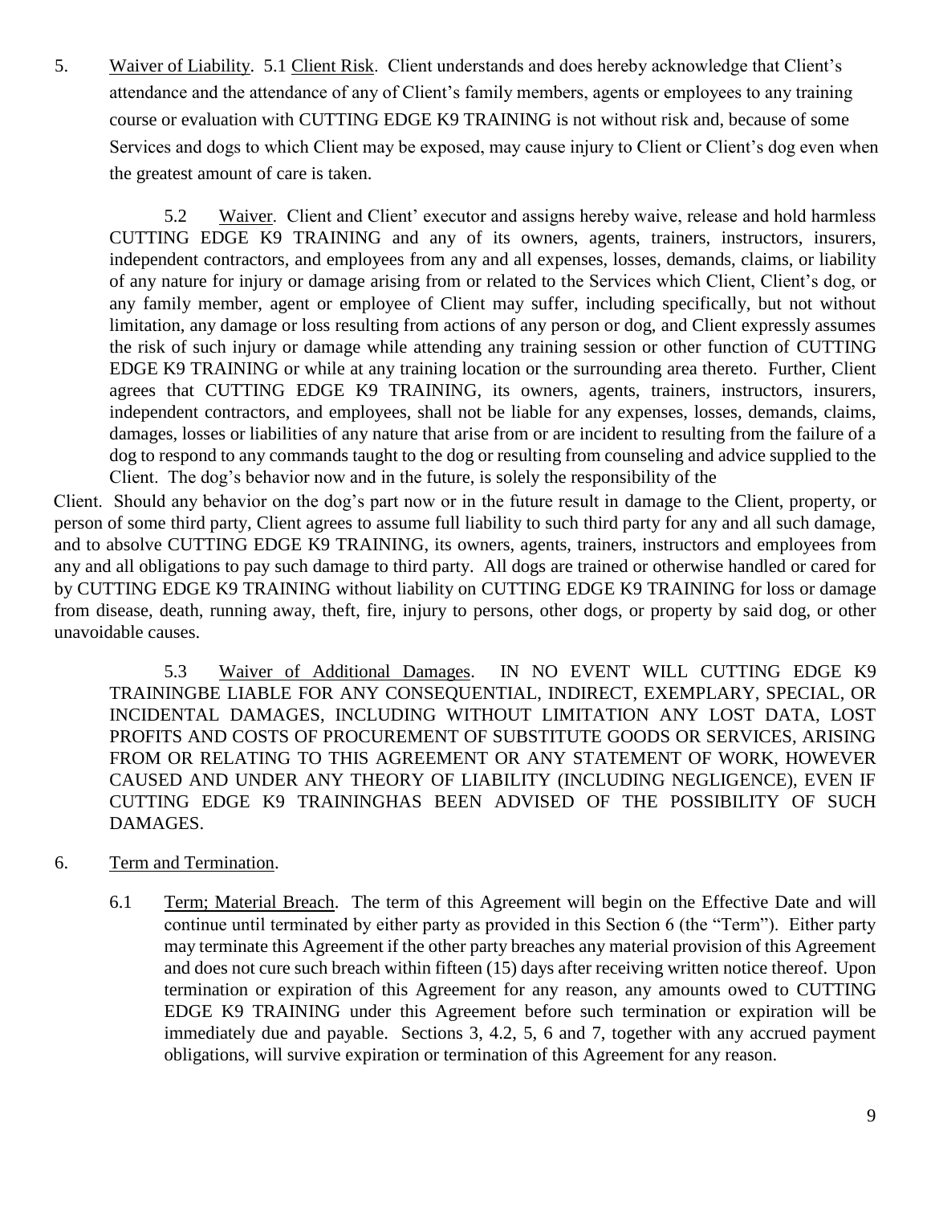5. <u>Waiver of Liability</u>. 5.1 <u>Client Risk</u>. Client understands and does hereby acknowledge that Client's attendance and the attendance of any of Client's family members, agents or employees to any training course or evaluation with CUTTING EDGE K9 TRAINING is not without risk and, because of some Services and dogs to which Client may be exposed, may cause injury to Client or Client's dog even when the greatest amount of care is taken.

5.2 <u>Waiver</u>. Client and Client' executor and assigns hereby waive, release and hold harmless CUTTING EDGE K9 TRAINING and any of its owners, agents, trainers, instructors, insurers, independent contractors, and employees from any and all expenses, losses, demands, claims, or liability of any nature for injury or damage arising from or related to the Services which Client, Client's dog, or any family member, agent or employee of Client may suffer, including specifically, but not without limitation, any damage or loss resulting from actions of any person or dog, and Client expressly assumes the risk of such injury or damage while attending any training session or other function of CUTTING EDGE K9 TRAINING or while at any training location or the surrounding area thereto. Further, Client agrees that CUTTING EDGE K9 TRAINING, its owners, agents, trainers, instructors, insurers, independent contractors, and employees, shall not be liable for any expenses, losses, demands, claims, damages, losses or liabilities of any nature that arise from or are incident to resulting from the failure of a dog to respond to any commands taught to the dog or resulting from counseling and advice supplied to the Client. The dog's behavior now and in the future, is solely the responsibility of the Client. Should any behavior on the dog's part now or in the future result in damage to the Client, property, or person of some third party, Client agrees to assume full liability to such third party for any and all such damage, and to absolve CUTTING EDGE K9 TRAINING, its owners, agents, trainers, instructors and employees from any and all obligations to pay such damage to third party. All dogs are trained or otherwise handled or cared for by CUTTING EDGE K9 TRAINING without liability on CUTTING EDGE K9 TRAINING for loss or damage from disease, death, running away, theft, fire, injury to persons, other dogs, or property by said dog, or other unavoidable causes.

5.3 <u>Waiver of Additional Damages</u>. IN NO EVENT WILL CUTTING EDGE K9 TRAININGBE LIABLE FOR ANY CONSEQUENTIAL, INDIRECT, EXEMPLARY, SPECIAL, OR INCIDENTAL DAMAGES, INCLUDING WITHOUT LIMITATION ANY LOST DATA, LOST PROFITS AND COSTS OF PROCUREMENT OF SUBSTITUTE GOODS OR SERVICES, ARISING FROM OR RELATING TO THIS AGREEMENT OR ANY STATEMENT OF WORK, HOWEVER CAUSED AND UNDER ANY THEORY OF LIABILITY (INCLUDING NEGLIGENCE), EVEN IF CUTTING EDGE K9 TRAININGHAS BEEN ADVISED OF THE POSSIBILITY OF SUCH DAMAGES.

6. <u>Term and Termination</u>.

6.1 <u>Term; Material Breach</u>. The term of this Agreement will begin on the Effective Date and will continue until terminated by either party as provided in this Section 6 (the "Term"). Either party may terminate this Agreement if the other party breaches any material provision of this Agreement and does not cure such breach within fifteen (15) days after receiving written notice thereof. Upon termination or expiration of this Agreement for any reason, any amounts owed to CUTTING EDGE K9 TRAINING under this Agreement before such termination or expiration will be immediately due and payable. Sections 3, 4.2, 5, 6 and 7, together with any accrued payment obligations, will survive expiration or termination of this Agreement for any reason.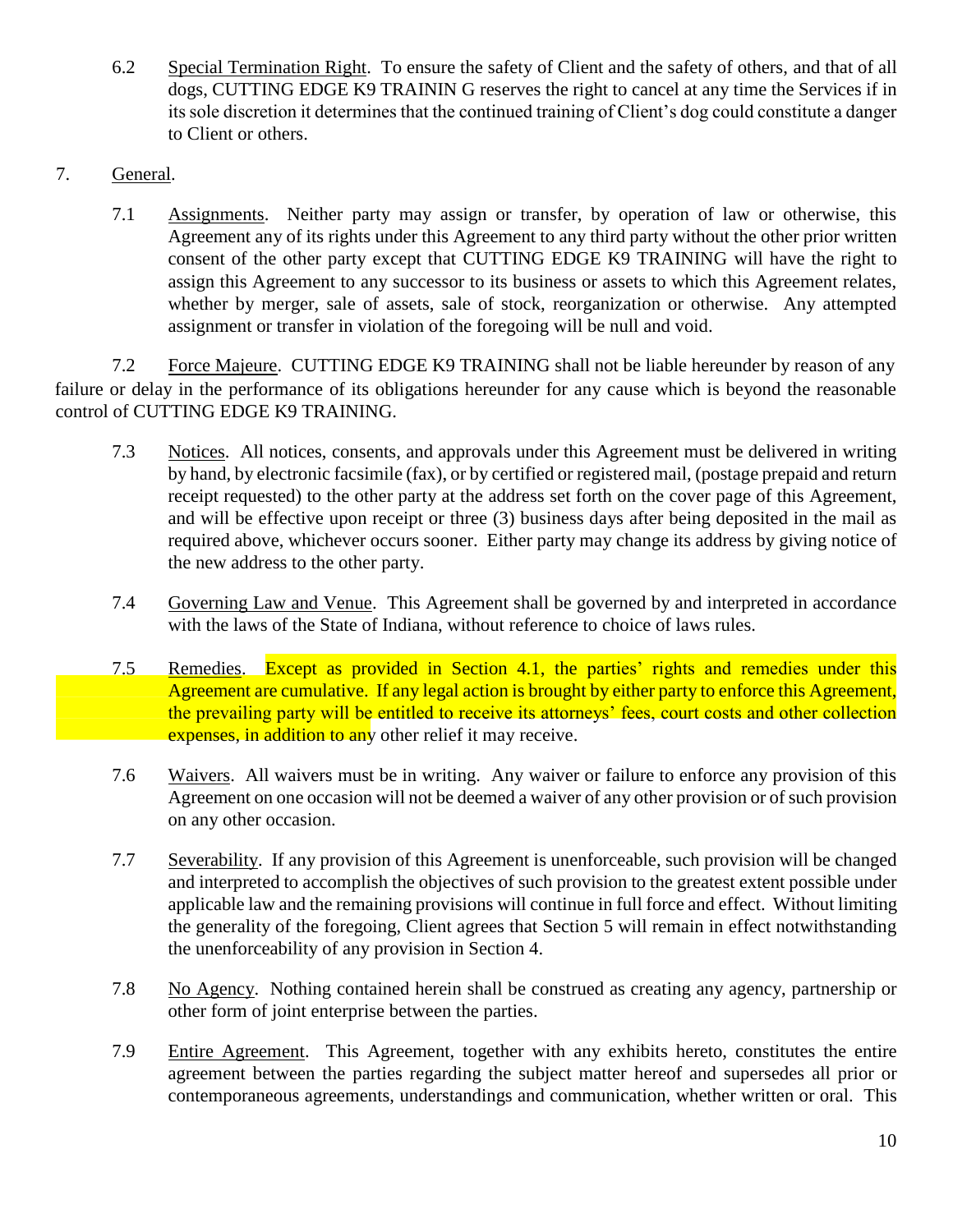6.2 Special Termination Right. To ensure the safety of Client and the safety of others, and that of all dogs, CUTTING EDGE K9 TRAININ G reserves the right to cancel at any time the Services if in its sole discretion it determines that the continued training of Client's dog could constitute a danger to Client or others.

7. General.

7.1 Assignments. Neither party may assign or transfer, by operation of law or otherwise, this Agreement any of its rights under this Agreement to any third party without the other prior written consent of the other party except that CUTTING EDGE K9 TRAINING will have the right to assign this Agreement to any successor to its business or assets to which this Agreement relates, whether by merger, sale of assets, sale of stock, reorganization or otherwise. Any attempted assignment or transfer in violation of the foregoing will be null and void.

7.2 Force Majeure. CUTTING EDGE K9 TRAINING shall not be liable hereunder by reason of any failure or delay in the performance of its obligations hereunder for any cause which is beyond the reasonable control of CUTTING EDGE K9 TRAINING.

7.3 Notices. All notices, consents, and approvals under this Agreement must be delivered in writing by hand, by electronic facsimile (fax), or by certified or registered mail, (postage prepaid and return receipt requested) to the other party at the address set forth on the cover page of this Agreement, and will be effective upon receipt or three (3) business days after being deposited in the mail as required above, whichever occurs sooner. Either party may change its address by giving notice of the new address to the other party.

7.4 Governing Law and Venue. This Agreement shall be governed by and interpreted in accordance with the laws of the State of Indiana, without reference to choice of laws rules.

7.5 Remedies. Except as provided in Section 4.1, the parties' rights and remedies under this Agreement are cumulative. If any legal action is brought by either party to enforce this Agreement, the prevailing party will be entitled to receive its attorneys' fees, court costs and other collection expenses, in addition to any other relief it may receive.

7.6 Waivers. All waivers must be in writing. Any waiver or failure to enforce any provision of this Agreement on one occasion will not be deemed a waiver of any other provision or of such provision on any other occasion.

7.7 Severability. If any provision of this Agreement is unenforceable, such provision will be changed and interpreted to accomplish the objectives of such provision to the greatest extent possible under applicable law and the remaining provisions will continue in full force and effect. Without limiting the generality of the foregoing, Client agrees that Section 5 will remain in effect notwithstanding the unenforceability of any provision in Section 4.

7.8 No Agency. Nothing contained herein shall be construed as creating any agency, partnership or other form of joint enterprise between the parties.

7.9 Entire Agreement. This Agreement, together with any exhibits hereto, constitutes the entire agreement between the parties regarding the subject matter hereof and supersedes all prior or contemporaneous agreements, understandings and communication, whether written or oral. This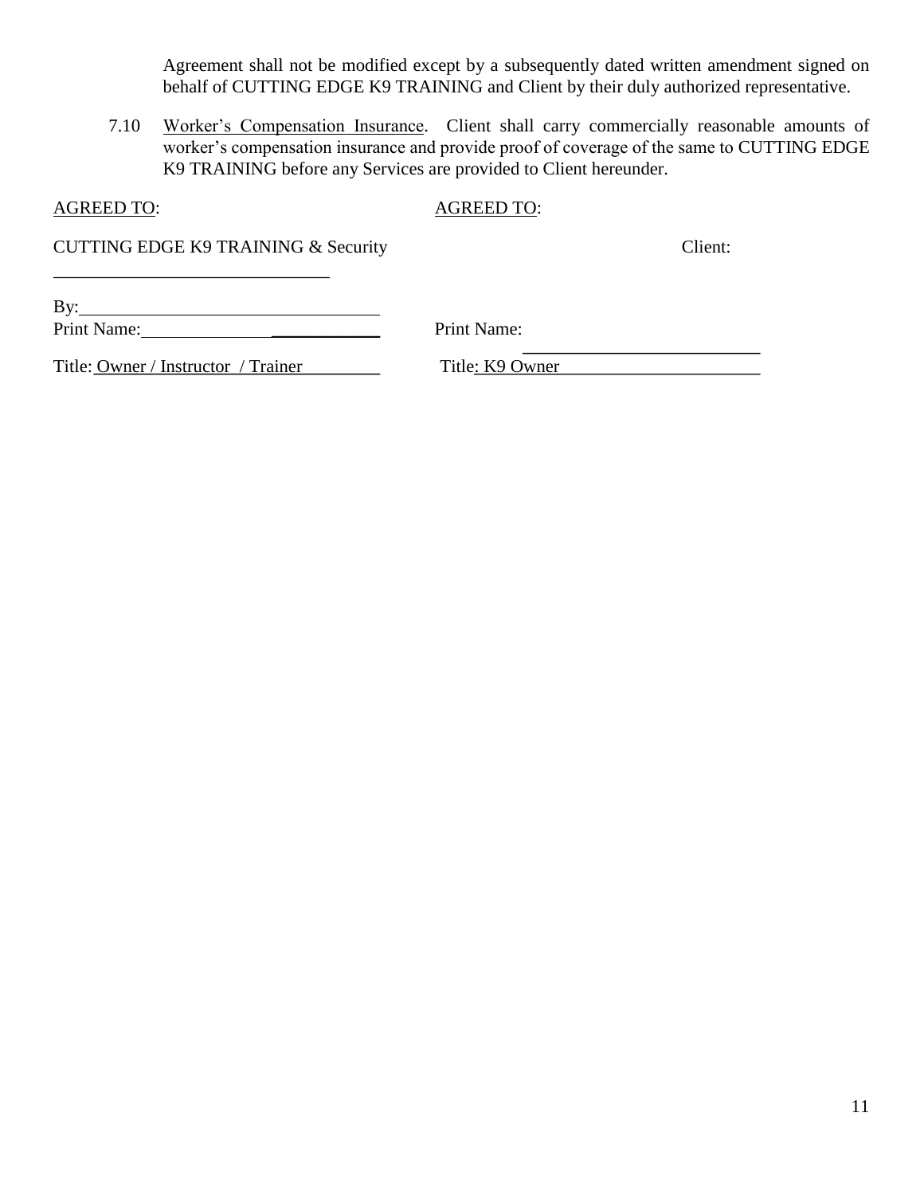Agreement shall not be modified except by a subsequently dated written amendment signed on behalf of CUTTING EDGE K9 TRAINING and Client by their duly authorized representative.

7.10 Worker's Compensation Insurance. Client shall carry commercially reasonable amounts of worker's compensation insurance and provide proof of coverage of the same to CUTTING EDGE K9 TRAINING before any Services are provided to Client hereunder.

| | |
|---|---|
| AGREED TO: | AGREED TO: |
| CUTTING EDGE K9 TRAINING & Security | Client: |
| _______________________________ | |
| By: ______________________________ | |
| Print Name: ______________________ | Print Name: ________________________ |
| Title: Owner / Instructor / Trainer | Title: K9 Owner |